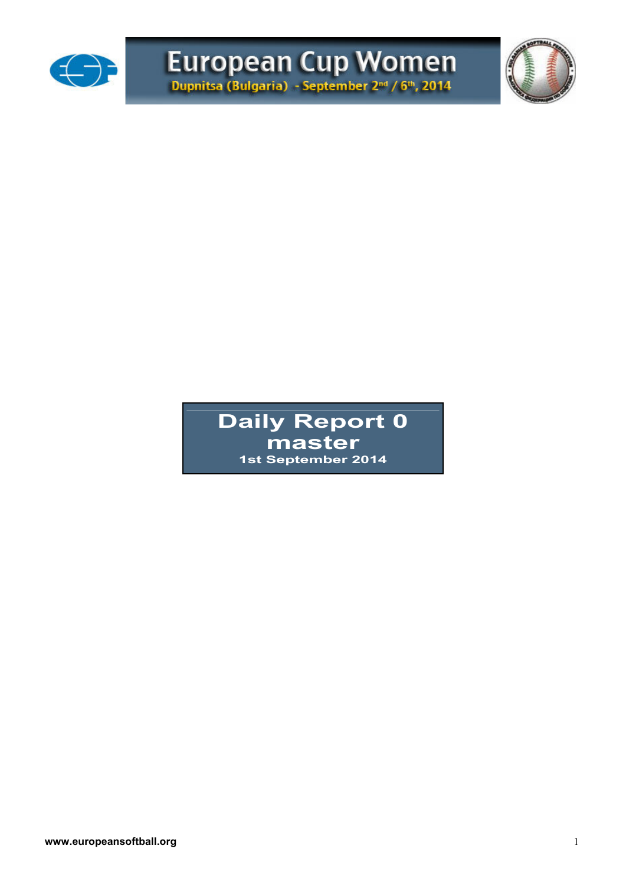# European Cup Women

**Dupnitsa (Bulgaria) - September 2nd / 6th, 2014**

## Daily Report 0
## master

**1st September 2014**

**www.europeansoftball.org**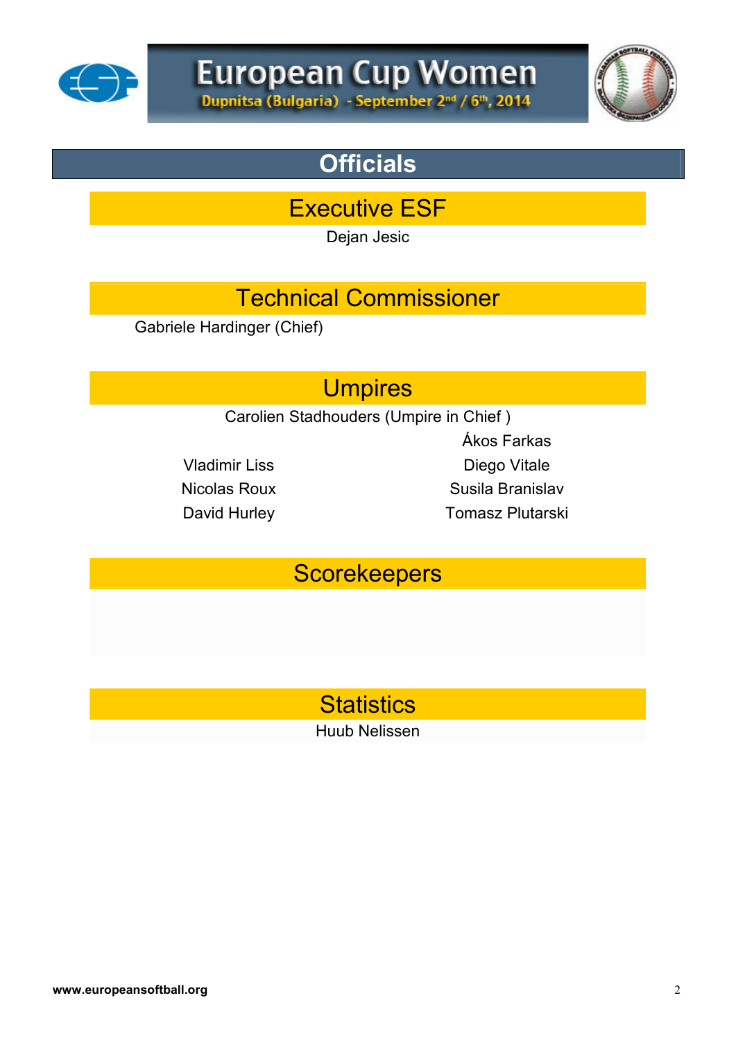# European Cup Women

Dupnitsa (Bulgaria) - September 2nd / 6th, 2014

## Officials

### Executive ESF

Dejan Jesic

### Technical Commissioner

Gabriele Hardinger (Chief)

### Umpires

Carolien Stadhouders (Umpire in Chief )

| | |
|---|---|
| | Ákos Farkas |
| Vladimir Liss | Diego Vitale |
| Nicolas Roux | Susila Branislav |
| David Hurley | Tomasz Plutarski |

### Scorekeepers

### Statistics

Huub Nelissen

www.europeansoftball.org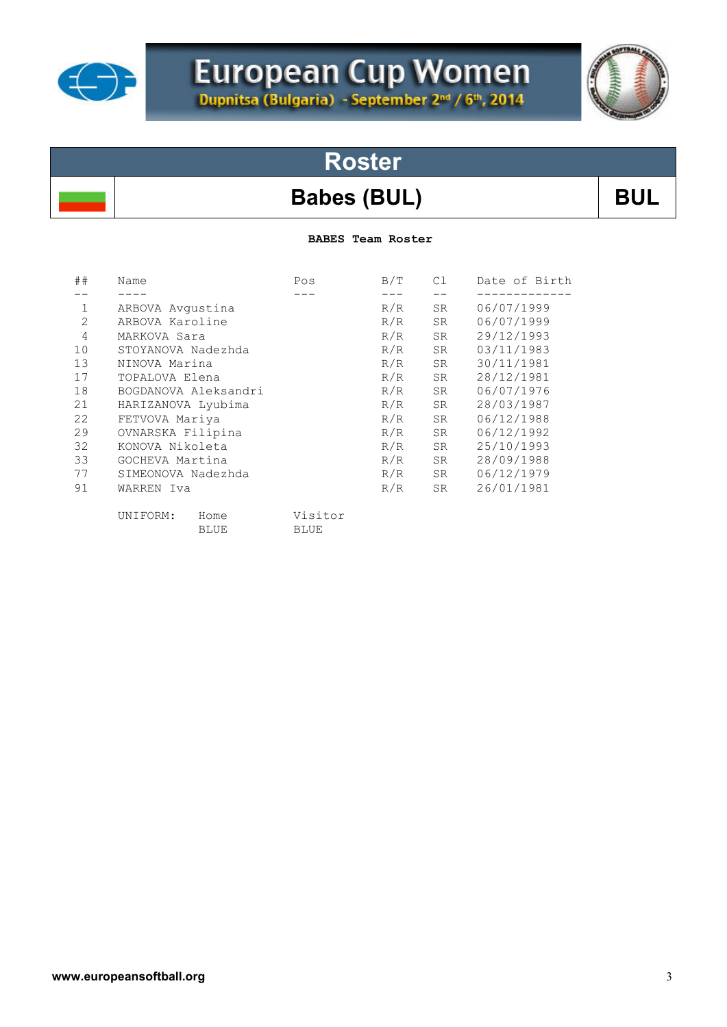# European Cup Women

**Dupnitsa (Bulgaria) - September 2nd / 6th, 2014**

## Roster

## Babes (BUL) — BUL

**BABES Team Roster**

| ## | Name | Pos | B/T | Cl | Date of Birth |
|---|---|---|---|---|---|
| 1 | ARBOVA Avgustina | | R/R | SR | 06/07/1999 |
| 2 | ARBOVA Karoline | | R/R | SR | 06/07/1999 |
| 4 | MARKOVA Sara | | R/R | SR | 29/12/1993 |
| 10 | STOYANOVA Nadezhda | | R/R | SR | 03/11/1983 |
| 13 | NINOVA Marina | | R/R | SR | 30/11/1981 |
| 17 | TOPALOVA Elena | | R/R | SR | 28/12/1981 |
| 18 | BOGDANOVA Aleksandri | | R/R | SR | 06/07/1976 |
| 21 | HARIZANOVA Lyubima | | R/R | SR | 28/03/1987 |
| 22 | FETVOVA Mariya | | R/R | SR | 06/12/1988 |
| 29 | OVNARSKA Filipina | | R/R | SR | 06/12/1992 |
| 32 | KONOVA Nikoleta | | R/R | SR | 25/10/1993 |
| 33 | GOCHEVA Martina | | R/R | SR | 28/09/1988 |
| 77 | SIMEONOVA Nadezhda | | R/R | SR | 06/12/1979 |
| 91 | WARREN Iva | | R/R | SR | 26/01/1981 |

| UNIFORM: | Home | Visitor |
|---|---|---|
| | BLUE | BLUE |

www.europeansoftball.org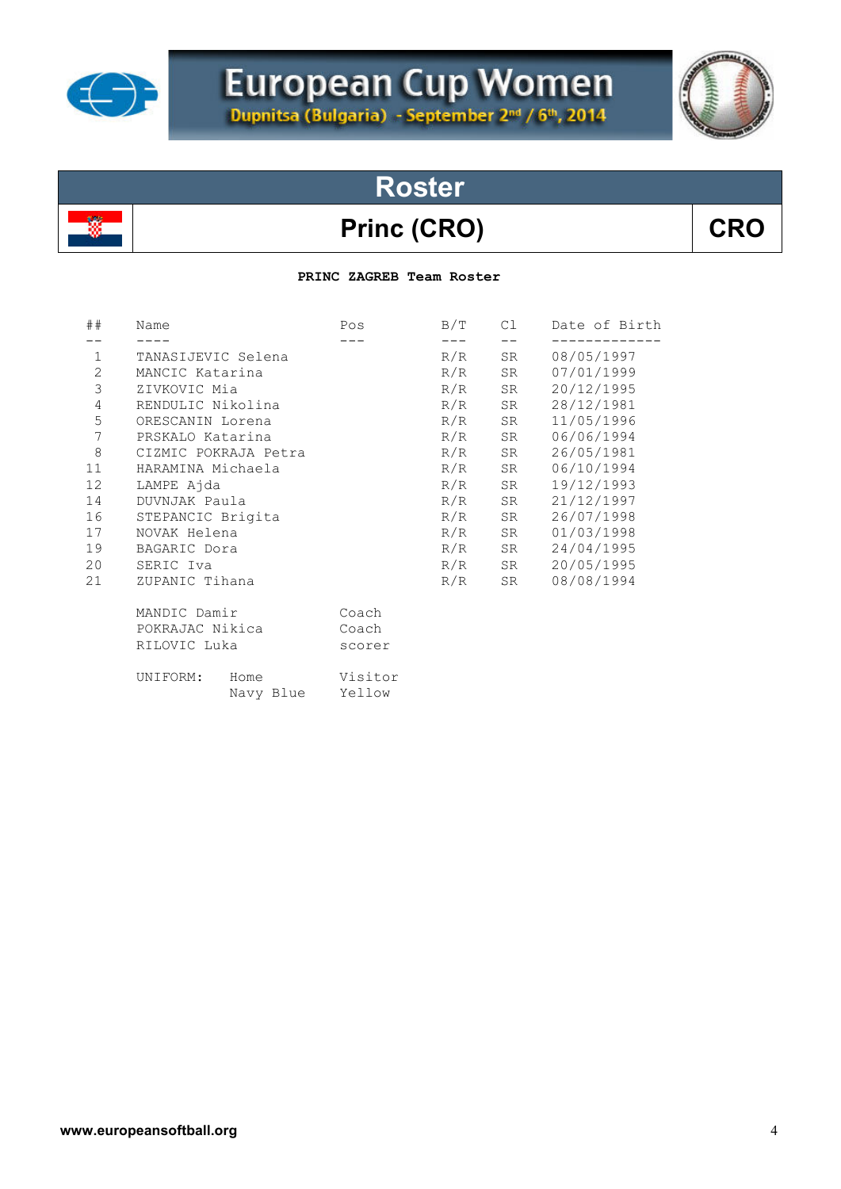# European Cup Women

Dupnitsa (Bulgaria) - September 2nd / 6th, 2014

## Roster

## Princ (CRO) — CRO

**PRINC ZAGREB Team Roster**

| ## | Name | Pos | B/T | Cl | Date of Birth |
|---|---|---|---|---|---|
| 1 | TANASIJEVIC Selena | | R/R | SR | 08/05/1997 |
| 2 | MANCIC Katarina | | R/R | SR | 07/01/1999 |
| 3 | ZIVKOVIC Mia | | R/R | SR | 20/12/1995 |
| 4 | RENDULIC Nikolina | | R/R | SR | 28/12/1981 |
| 5 | ORESCANIN Lorena | | R/R | SR | 11/05/1996 |
| 7 | PRSKALO Katarina | | R/R | SR | 06/06/1994 |
| 8 | CIZMIC POKRAJA Petra | | R/R | SR | 26/05/1981 |
| 11 | HARAMINA Michaela | | R/R | SR | 06/10/1994 |
| 12 | LAMPE Ajda | | R/R | SR | 19/12/1993 |
| 14 | DUVNJAK Paula | | R/R | SR | 21/12/1997 |
| 16 | STEPANCIC Brigita | | R/R | SR | 26/07/1998 |
| 17 | NOVAK Helena | | R/R | SR | 01/03/1998 |
| 19 | BAGARIC Dora | | R/R | SR | 24/04/1995 |
| 20 | SERIC Iva | | R/R | SR | 20/05/1995 |
| 21 | ZUPANIC Tihana | | R/R | SR | 08/08/1994 |

| Name | Role |
|---|---|
| MANDIC Damir | Coach |
| POKRAJAC Nikica | Coach |
| RILOVIC Luka | scorer |

| UNIFORM: | Home | Visitor |
|---|---|---|
| | Navy Blue | Yellow |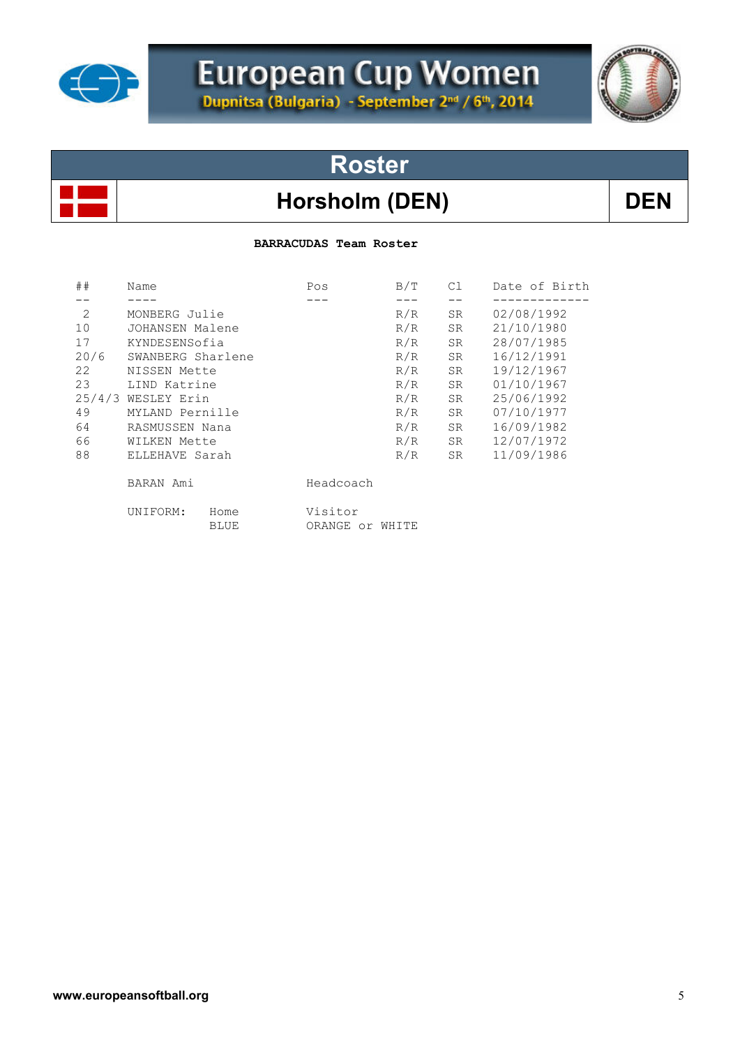# European Cup Women

Dupnitsa (Bulgaria) - September 2nd / 6th, 2014

## Roster

## Horsholm (DEN) — DEN

**BARRACUDAS Team Roster**

| ## | Name | Pos | B/T | Cl | Date of Birth |
|---|---|---|---|---|---|
| 2 | MONBERG Julie | | R/R | SR | 02/08/1992 |
| 10 | JOHANSEN Malene | | R/R | SR | 21/10/1980 |
| 17 | KYNDESENSofia | | R/R | SR | 28/07/1985 |
| 20/6 | SWANBERG Sharlene | | R/R | SR | 16/12/1991 |
| 22 | NISSEN Mette | | R/R | SR | 19/12/1967 |
| 23 | LIND Katrine | | R/R | SR | 01/10/1967 |
| 25/4/3 | WESLEY Erin | | R/R | SR | 25/06/1992 |
| 49 | MYLAND Pernille | | R/R | SR | 07/10/1977 |
| 64 | RASMUSSEN Nana | | R/R | SR | 16/09/1982 |
| 66 | WILKEN Mette | | R/R | SR | 12/07/1972 |
| 88 | ELLEHAVE Sarah | | R/R | SR | 11/09/1986 |

BARAN Ami — Headcoach

| UNIFORM: | Home | Visitor |
|---|---|---|
| | BLUE | ORANGE or WHITE |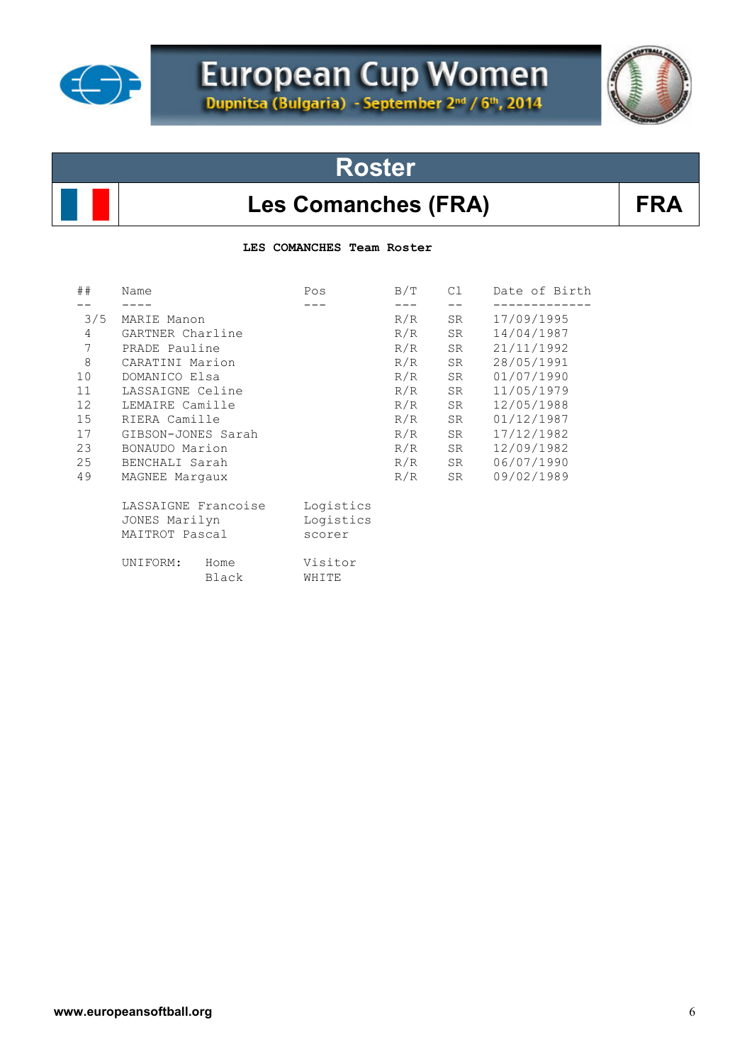# European Cup Women

Dupnitsa (Bulgaria) - September 2nd / 6th, 2014

## Roster

## Les Comanches (FRA) — FRA

**LES COMANCHES Team Roster**

| ## | Name | Pos | B/T | Cl | Date of Birth |
|---|---|---|---|---|---|
| 3/5 | MARIE Manon | | R/R | SR | 17/09/1995 |
| 4 | GARTNER Charline | | R/R | SR | 14/04/1987 |
| 7 | PRADE Pauline | | R/R | SR | 21/11/1992 |
| 8 | CARATINI Marion | | R/R | SR | 28/05/1991 |
| 10 | DOMANICO Elsa | | R/R | SR | 01/07/1990 |
| 11 | LASSAIGNE Celine | | R/R | SR | 11/05/1979 |
| 12 | LEMAIRE Camille | | R/R | SR | 12/05/1988 |
| 15 | RIERA Camille | | R/R | SR | 01/12/1987 |
| 17 | GIBSON-JONES Sarah | | R/R | SR | 17/12/1982 |
| 23 | BONAUDO Marion | | R/R | SR | 12/09/1982 |
| 25 | BENCHALI Sarah | | R/R | SR | 06/07/1990 |
| 49 | MAGNEE Margaux | | R/R | SR | 09/02/1989 |

| Name | Pos |
|---|---|
| LASSAIGNE Francoise | Logistics |
| JONES Marilyn | Logistics |
| MAITROT Pascal | scorer |

| UNIFORM: | Home | Visitor |
|---|---|---|
| | Black | WHITE |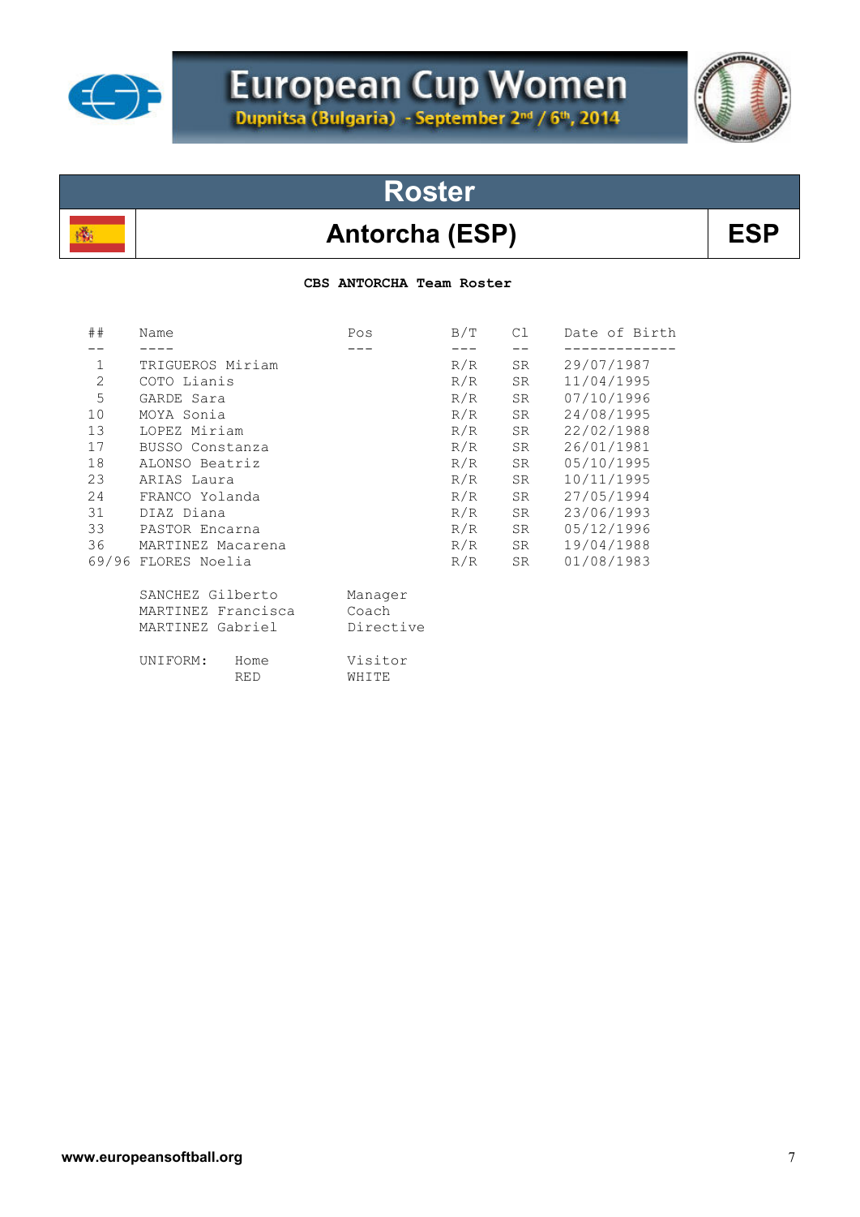# European Cup Women

Dupnitsa (Bulgaria) - September 2nd / 6th, 2014

## Roster

## Antorcha (ESP)

ESP

**CBS ANTORCHA Team Roster**

| ## | Name | Pos | B/T | Cl | Date of Birth |
|---|---|---|---|---|---|
| 1 | TRIGUEROS Miriam | | R/R | SR | 29/07/1987 |
| 2 | COTO Lianis | | R/R | SR | 11/04/1995 |
| 5 | GARDE Sara | | R/R | SR | 07/10/1996 |
| 10 | MOYA Sonia | | R/R | SR | 24/08/1995 |
| 13 | LOPEZ Miriam | | R/R | SR | 22/02/1988 |
| 17 | BUSSO Constanza | | R/R | SR | 26/01/1981 |
| 18 | ALONSO Beatriz | | R/R | SR | 05/10/1995 |
| 23 | ARIAS Laura | | R/R | SR | 10/11/1995 |
| 24 | FRANCO Yolanda | | R/R | SR | 27/05/1994 |
| 31 | DIAZ Diana | | R/R | SR | 23/06/1993 |
| 33 | PASTOR Encarna | | R/R | SR | 05/12/1996 |
| 36 | MARTINEZ Macarena | | R/R | SR | 19/04/1988 |
| 69/96 | FLORES Noelia | | R/R | SR | 01/08/1983 |

| Name | Role |
|---|---|
| SANCHEZ Gilberto | Manager |
| MARTINEZ Francisca | Coach |
| MARTINEZ Gabriel | Directive |

| UNIFORM: | Home | Visitor |
|---|---|---|
| | RED | WHITE |

www.europeansoftball.org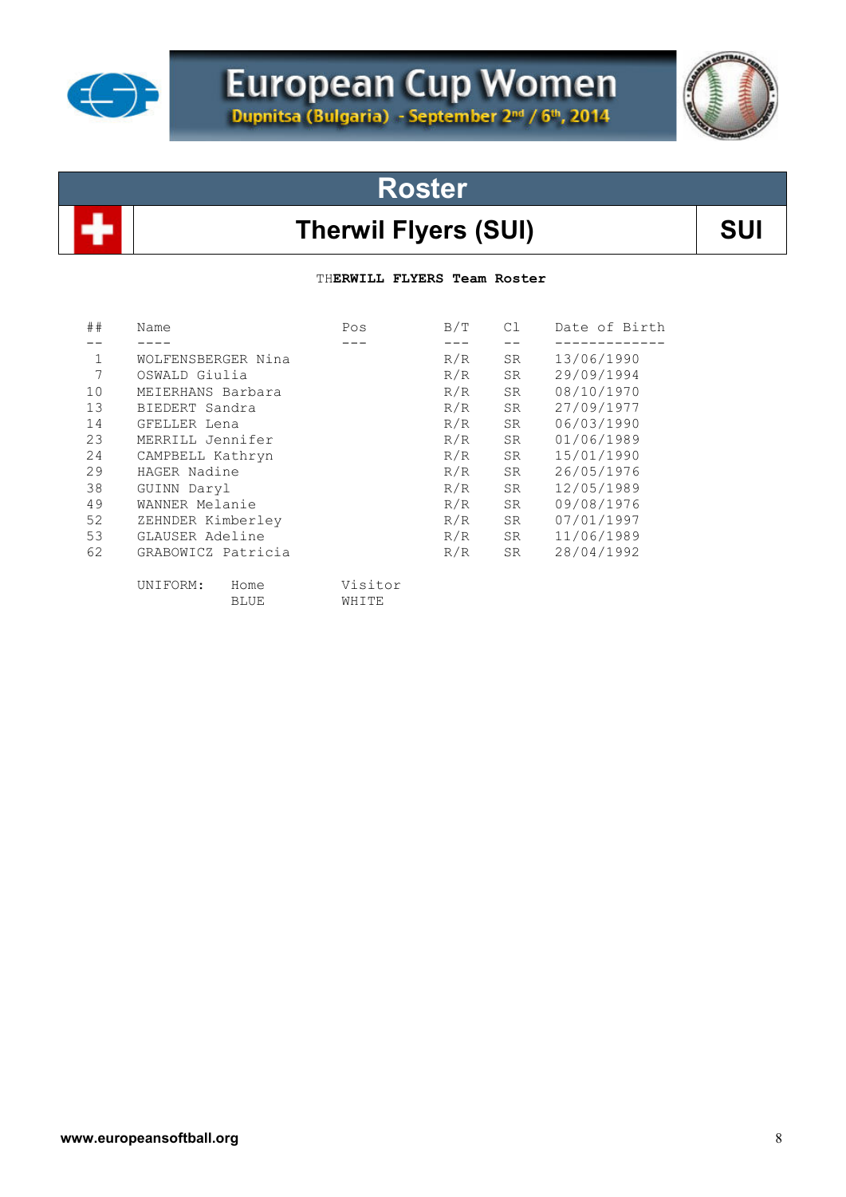# European Cup Women

**Dupnitsa (Bulgaria) - September 2nd / 6th, 2014**

## Roster

## Therwil Flyers (SUI) — SUI

THERWILL FLYERS Team Roster

| ## | Name | Pos | B/T | Cl | Date of Birth |
|---|---|---|---|---|---|
| 1 | WOLFENSBERGER Nina | | R/R | SR | 13/06/1990 |
| 7 | OSWALD Giulia | | R/R | SR | 29/09/1994 |
| 10 | MEIERHANS Barbara | | R/R | SR | 08/10/1970 |
| 13 | BIEDERT Sandra | | R/R | SR | 27/09/1977 |
| 14 | GFELLER Lena | | R/R | SR | 06/03/1990 |
| 23 | MERRILL Jennifer | | R/R | SR | 01/06/1989 |
| 24 | CAMPBELL Kathryn | | R/R | SR | 15/01/1990 |
| 29 | HAGER Nadine | | R/R | SR | 26/05/1976 |
| 38 | GUINN Daryl | | R/R | SR | 12/05/1989 |
| 49 | WANNER Melanie | | R/R | SR | 09/08/1976 |
| 52 | ZEHNDER Kimberley | | R/R | SR | 07/01/1997 |
| 53 | GLAUSER Adeline | | R/R | SR | 11/06/1989 |
| 62 | GRABOWICZ Patricia | | R/R | SR | 28/04/1992 |

| UNIFORM: | Home | Visitor |
|---|---|---|
| | BLUE | WHITE |

www.europeansoftball.org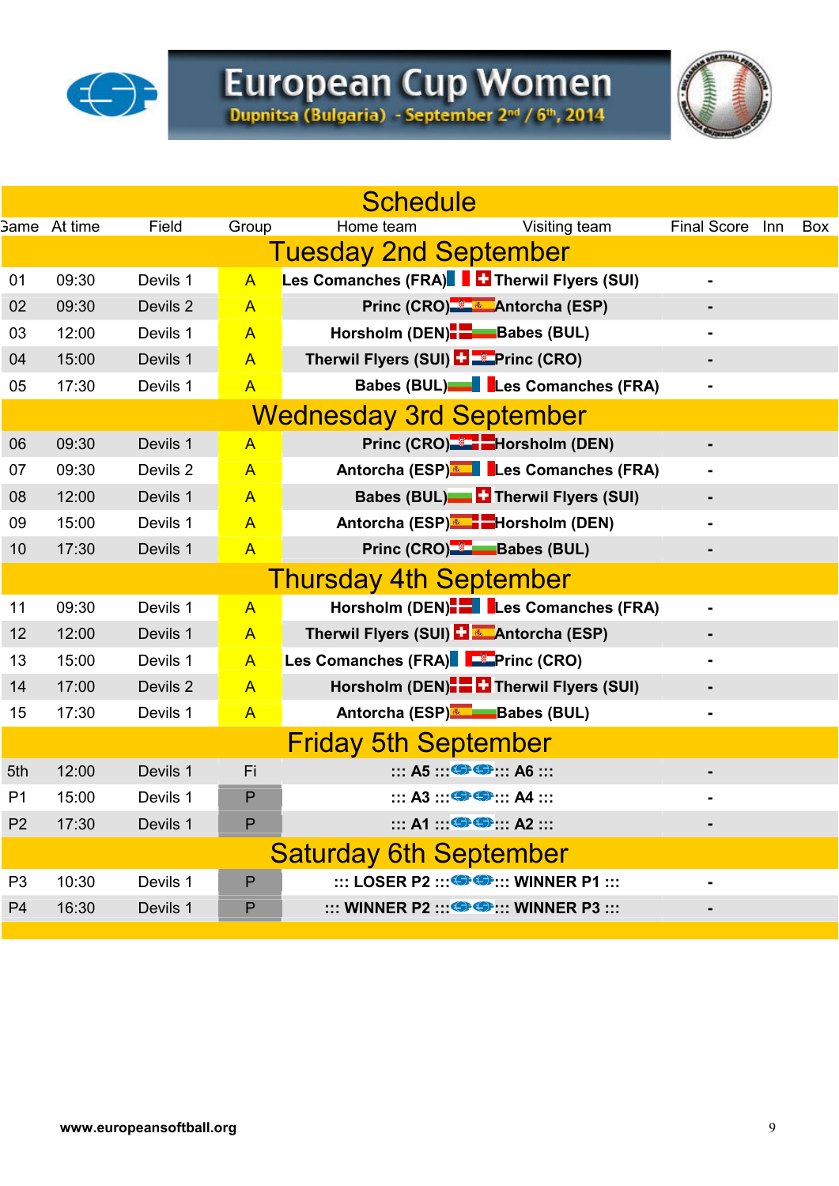# European Cup Women

Dupnitsa (Bulgaria) - September 2nd / 6th, 2014

## Schedule

| Game | At time | Field | Group | Home team | Visiting team | Final Score | Inn | Box |
|---|---|---|---|---|---|---|---|---|
| **Tuesday 2nd September** | | | | | | | | |
| 01 | 09:30 | Devils 1 | A | Les Comanches (FRA) | Therwil Flyers (SUI) | - | | |
| 02 | 09:30 | Devils 2 | A | Princ (CRO) | Antorcha (ESP) | - | | |
| 03 | 12:00 | Devils 1 | A | Horsholm (DEN) | Babes (BUL) | - | | |
| 04 | 15:00 | Devils 1 | A | Therwil Flyers (SUI) | Princ (CRO) | - | | |
| 05 | 17:30 | Devils 1 | A | Babes (BUL) | Les Comanches (FRA) | - | | |
| **Wednesday 3rd September** | | | | | | | | |
| 06 | 09:30 | Devils 1 | A | Princ (CRO) | Horsholm (DEN) | - | | |
| 07 | 09:30 | Devils 2 | A | Antorcha (ESP) | Les Comanches (FRA) | - | | |
| 08 | 12:00 | Devils 1 | A | Babes (BUL) | Therwil Flyers (SUI) | - | | |
| 09 | 15:00 | Devils 1 | A | Antorcha (ESP) | Horsholm (DEN) | - | | |
| 10 | 17:30 | Devils 1 | A | Princ (CRO) | Babes (BUL) | - | | |
| **Thursday 4th September** | | | | | | | | |
| 11 | 09:30 | Devils 1 | A | Horsholm (DEN) | Les Comanches (FRA) | - | | |
| 12 | 12:00 | Devils 1 | A | Therwil Flyers (SUI) | Antorcha (ESP) | - | | |
| 13 | 15:00 | Devils 1 | A | Les Comanches (FRA) | Princ (CRO) | - | | |
| 14 | 17:00 | Devils 2 | A | Horsholm (DEN) | Therwil Flyers (SUI) | - | | |
| 15 | 17:30 | Devils 1 | A | Antorcha (ESP) | Babes (BUL) | - | | |
| **Friday 5th September** | | | | | | | | |
| 5th | 12:00 | Devils 1 | Fi | ::: A5 ::: | ::: A6 ::: | - | | |
| P1 | 15:00 | Devils 1 | P | ::: A3 ::: | ::: A4 ::: | - | | |
| P2 | 17:30 | Devils 1 | P | ::: A1 ::: | ::: A2 ::: | - | | |
| **Saturday 6th September** | | | | | | | | |
| P3 | 10:30 | Devils 1 | P | ::: LOSER P2 ::: | ::: WINNER P1 ::: | - | | |
| P4 | 16:30 | Devils 1 | P | ::: WINNER P2 ::: | ::: WINNER P3 ::: | - | | |

www.europeansoftball.org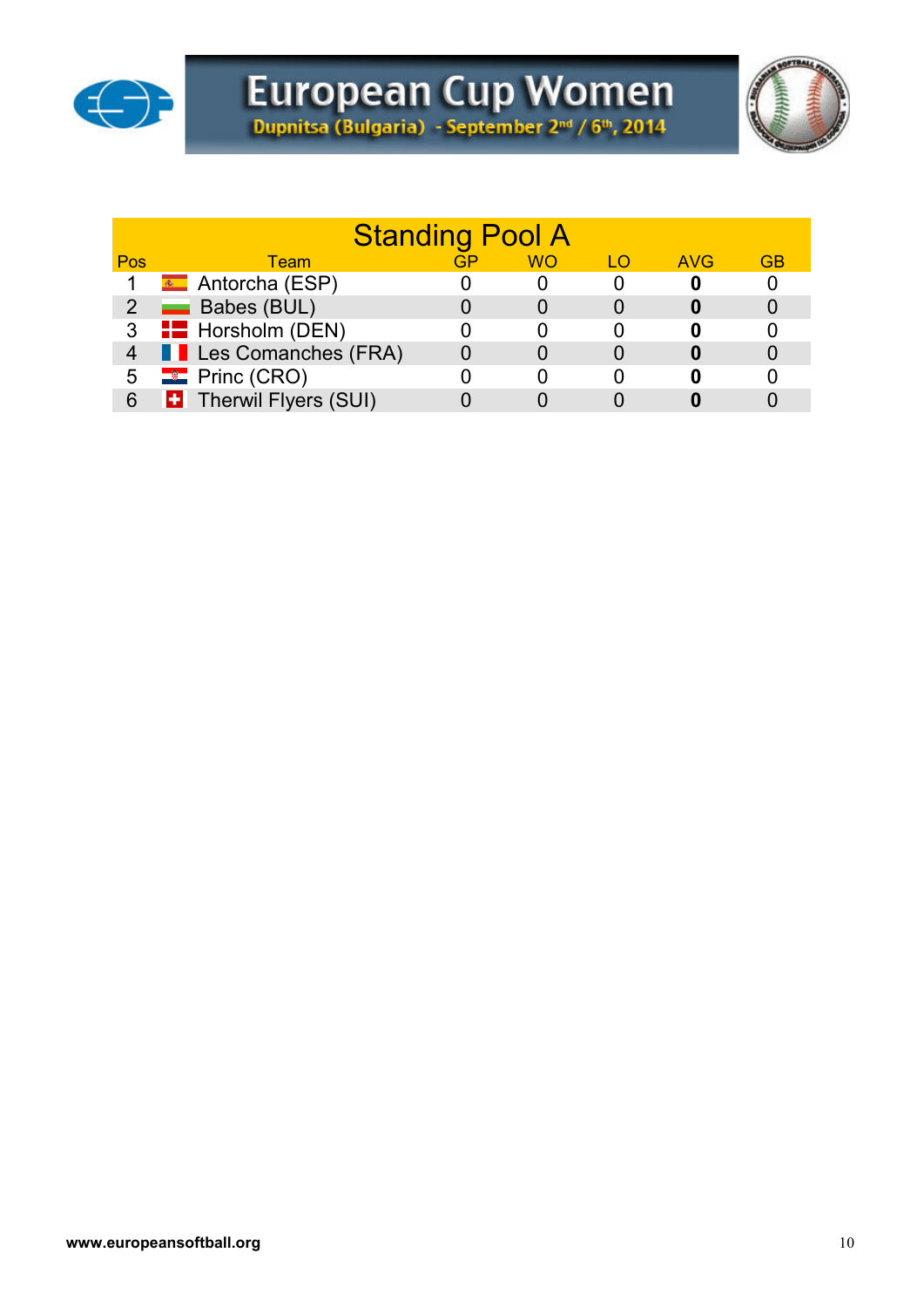# European Cup Women

Dupnitsa (Bulgaria) - September 2nd / 6th, 2014

## Standing Pool A

| Pos | Team | GP | WO | LO | AVG | GB |
|---|---|---|---|---|---|---|
| 1 | Antorcha (ESP) | 0 | 0 | 0 | **0** | 0 |
| 2 | Babes (BUL) | 0 | 0 | 0 | **0** | 0 |
| 3 | Horsholm (DEN) | 0 | 0 | 0 | **0** | 0 |
| 4 | Les Comanches (FRA) | 0 | 0 | 0 | **0** | 0 |
| 5 | Princ (CRO) | 0 | 0 | 0 | **0** | 0 |
| 6 | Therwil Flyers (SUI) | 0 | 0 | 0 | **0** | 0 |

**www.europeansoftball.org**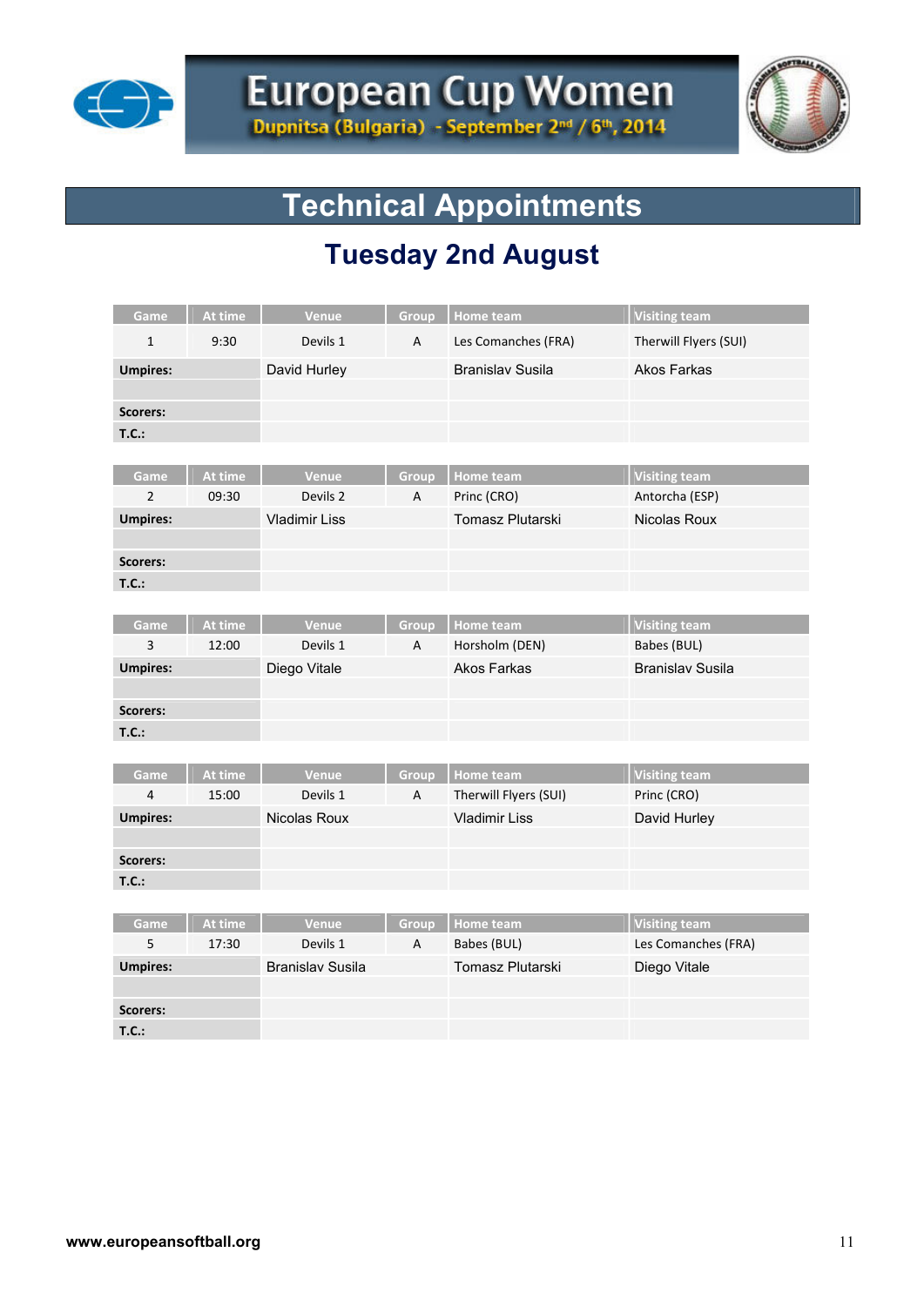# European Cup Women

Dupnitsa (Bulgaria) - September 2nd / 6th, 2014

## Technical Appointments

### Tuesday 2nd August

| Game | At time | Venue | Group | Home team | Visiting team |
|---|---|---|---|---|---|
| 1 | 9:30 | Devils 1 | A | Les Comanches (FRA) | Therwill Flyers (SUI) |
| **Umpires:** | | David Hurley | | Branislav Susila | Akos Farkas |
| | | | | | |
| **Scorers:** | | | | | |
| **T.C.:** | | | | | |

| Game | At time | Venue | Group | Home team | Visiting team |
|---|---|---|---|---|---|
| 2 | 09:30 | Devils 2 | A | Princ (CRO) | Antorcha (ESP) |
| **Umpires:** | | Vladimir Liss | | Tomasz Plutarski | Nicolas Roux |
| | | | | | |
| **Scorers:** | | | | | |
| **T.C.:** | | | | | |

| Game | At time | Venue | Group | Home team | Visiting team |
|---|---|---|---|---|---|
| 3 | 12:00 | Devils 1 | A | Horsholm (DEN) | Babes (BUL) |
| **Umpires:** | | Diego Vitale | | Akos Farkas | Branislav Susila |
| | | | | | |
| **Scorers:** | | | | | |
| **T.C.:** | | | | | |

| Game | At time | Venue | Group | Home team | Visiting team |
|---|---|---|---|---|---|
| 4 | 15:00 | Devils 1 | A | Therwill Flyers (SUI) | Princ (CRO) |
| **Umpires:** | | Nicolas Roux | | Vladimir Liss | David Hurley |
| | | | | | |
| **Scorers:** | | | | | |
| **T.C.:** | | | | | |

| Game | At time | Venue | Group | Home team | Visiting team |
|---|---|---|---|---|---|
| 5 | 17:30 | Devils 1 | A | Babes (BUL) | Les Comanches (FRA) |
| **Umpires:** | | Branislav Susila | | Tomasz Plutarski | Diego Vitale |
| | | | | | |
| **Scorers:** | | | | | |
| **T.C.:** | | | | | |

www.europeansoftball.org